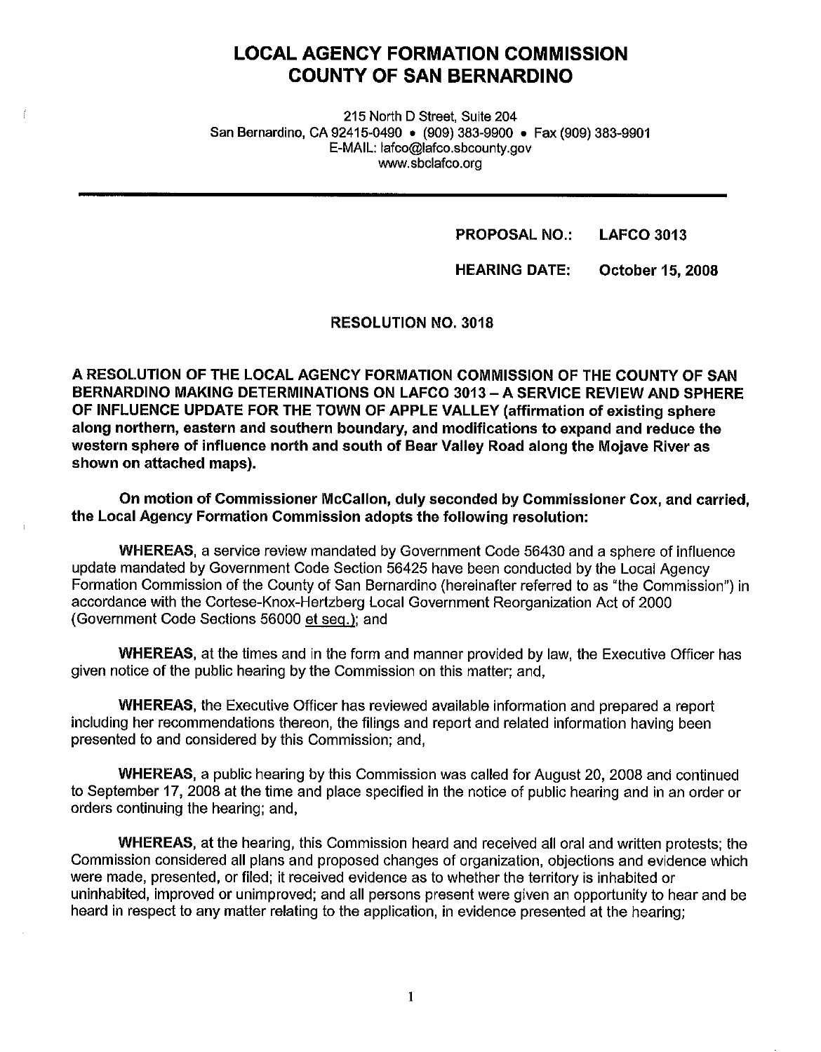# LOCAL AGENCY FORMATION COMMISSION
# COUNTY OF SAN BERNARDINO

215 North D Street, Suite 204
San Bernardino, CA 92415-0490 • (909) 383-9900 • Fax (909) 383-9901
E-MAIL: lafco@lafco.sbcounty.gov
www.sbclafco.org

---

**PROPOSAL NO.: LAFCO 3013**

**HEARING DATE: October 15, 2008**

**RESOLUTION NO. 3018**

**A RESOLUTION OF THE LOCAL AGENCY FORMATION COMMISSION OF THE COUNTY OF SAN BERNARDINO MAKING DETERMINATIONS ON LAFCO 3013 – A SERVICE REVIEW AND SPHERE OF INFLUENCE UPDATE FOR THE TOWN OF APPLE VALLEY (affirmation of existing sphere along northern, eastern and southern boundary, and modifications to expand and reduce the western sphere of influence north and south of Bear Valley Road along the Mojave River as shown on attached maps).**

**On motion of Commissioner McCallon, duly seconded by Commissioner Cox, and carried, the Local Agency Formation Commission adopts the following resolution:**

**WHEREAS**, a service review mandated by Government Code 56430 and a sphere of influence update mandated by Government Code Section 56425 have been conducted by the Local Agency Formation Commission of the County of San Bernardino (hereinafter referred to as "the Commission") in accordance with the Cortese-Knox-Hertzberg Local Government Reorganization Act of 2000 (Government Code Sections 56000 et seq.); and

**WHEREAS**, at the times and in the form and manner provided by law, the Executive Officer has given notice of the public hearing by the Commission on this matter; and,

**WHEREAS**, the Executive Officer has reviewed available information and prepared a report including her recommendations thereon, the filings and report and related information having been presented to and considered by this Commission; and,

**WHEREAS**, a public hearing by this Commission was called for August 20, 2008 and continued to September 17, 2008 at the time and place specified in the notice of public hearing and in an order or orders continuing the hearing; and,

**WHEREAS**, at the hearing, this Commission heard and received all oral and written protests; the Commission considered all plans and proposed changes of organization, objections and evidence which were made, presented, or filed; it received evidence as to whether the territory is inhabited or uninhabited, improved or unimproved; and all persons present were given an opportunity to hear and be heard in respect to any matter relating to the application, in evidence presented at the hearing;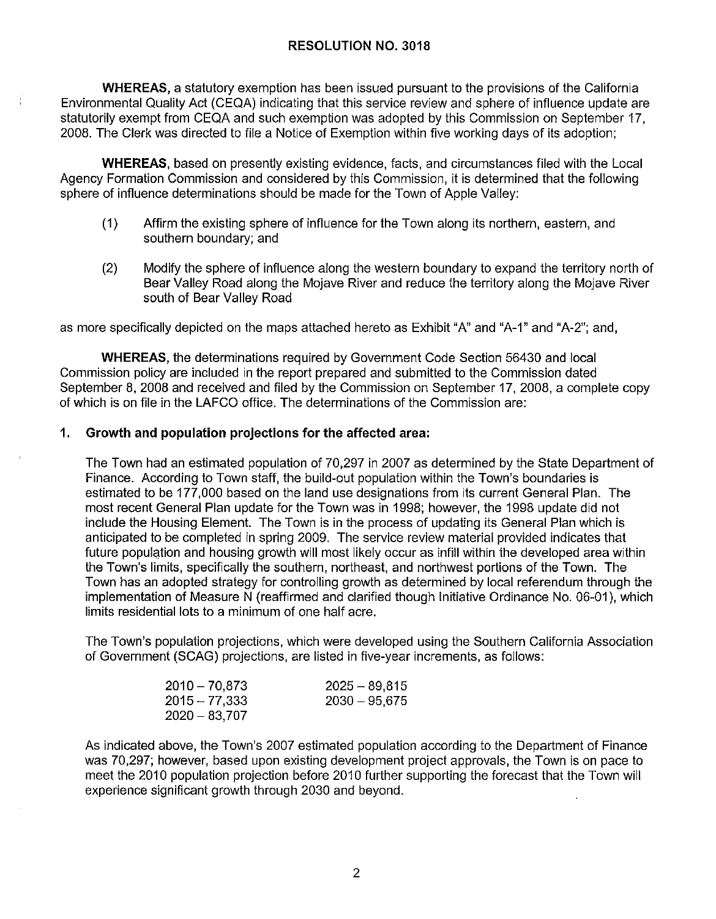**RESOLUTION NO. 3018**

**WHEREAS,** a statutory exemption has been issued pursuant to the provisions of the California Environmental Quality Act (CEQA) indicating that this service review and sphere of influence update are statutorily exempt from CEQA and such exemption was adopted by this Commission on September 17, 2008. The Clerk was directed to file a Notice of Exemption within five working days of its adoption;

**WHEREAS,** based on presently existing evidence, facts, and circumstances filed with the Local Agency Formation Commission and considered by this Commission, it is determined that the following sphere of influence determinations should be made for the Town of Apple Valley:

(1) Affirm the existing sphere of influence for the Town along its northern, eastern, and southern boundary; and

(2) Modify the sphere of influence along the western boundary to expand the territory north of Bear Valley Road along the Mojave River and reduce the territory along the Mojave River south of Bear Valley Road

as more specifically depicted on the maps attached hereto as Exhibit "A" and "A-1" and "A-2"; and,

**WHEREAS,** the determinations required by Government Code Section 56430 and local Commission policy are included in the report prepared and submitted to the Commission dated September 8, 2008 and received and filed by the Commission on September 17, 2008, a complete copy of which is on file in the LAFCO office. The determinations of the Commission are:

**1. Growth and population projections for the affected area:**

The Town had an estimated population of 70,297 in 2007 as determined by the State Department of Finance. According to Town staff, the build-out population within the Town's boundaries is estimated to be 177,000 based on the land use designations from its current General Plan. The most recent General Plan update for the Town was in 1998; however, the 1998 update did not include the Housing Element. The Town is in the process of updating its General Plan which is anticipated to be completed in spring 2009. The service review material provided indicates that future population and housing growth will most likely occur as infill within the developed area within the Town's limits, specifically the southern, northeast, and northwest portions of the Town. The Town has an adopted strategy for controlling growth as determined by local referendum through the implementation of Measure N (reaffirmed and clarified though Initiative Ordinance No. 06-01), which limits residential lots to a minimum of one half acre.

The Town's population projections, which were developed using the Southern California Association of Government (SCAG) projections, are listed in five-year increments, as follows:

| | |
|---|---|
| 2010 – 70,873 | 2025 – 89,815 |
| 2015 – 77,333 | 2030 – 95,675 |
| 2020 – 83,707 | |

As indicated above, the Town's 2007 estimated population according to the Department of Finance was 70,297; however, based upon existing development project approvals, the Town is on pace to meet the 2010 population projection before 2010 further supporting the forecast that the Town will experience significant growth through 2030 and beyond.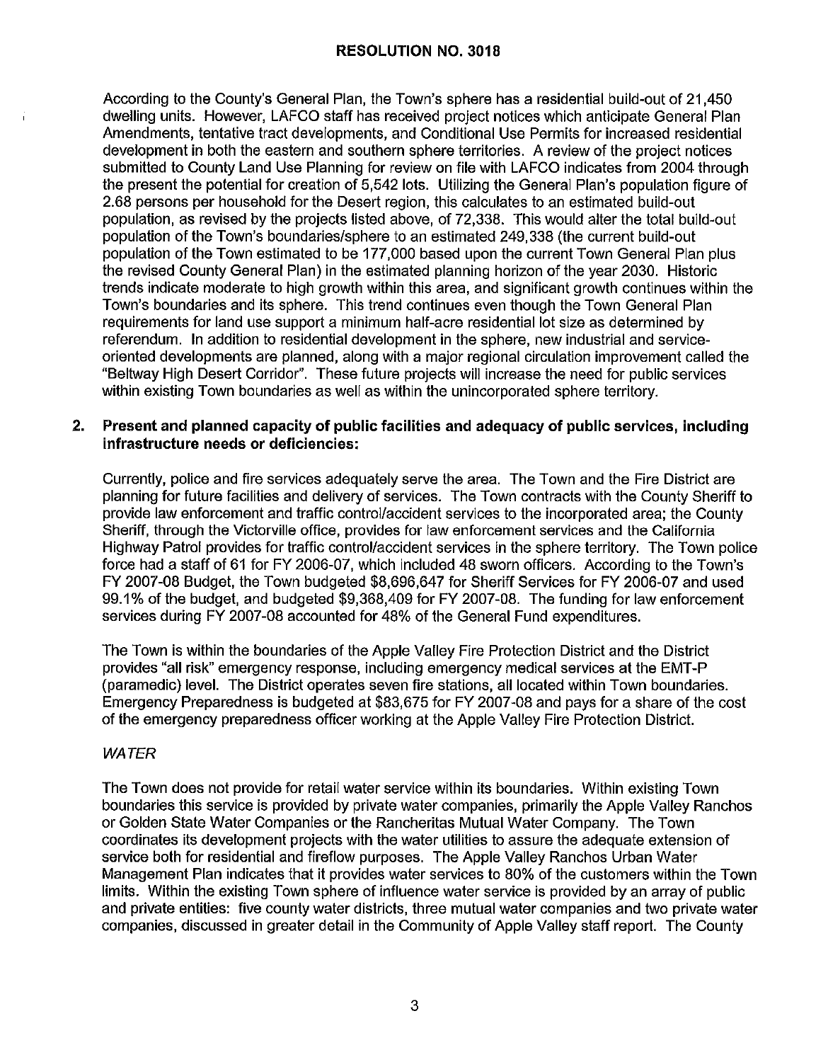According to the County's General Plan, the Town's sphere has a residential build-out of 21,450 dwelling units. However, LAFCO staff has received project notices which anticipate General Plan Amendments, tentative tract developments, and Conditional Use Permits for increased residential development in both the eastern and southern sphere territories. A review of the project notices submitted to County Land Use Planning for review on file with LAFCO indicates from 2004 through the present the potential for creation of 5,542 lots. Utilizing the General Plan's population figure of 2.68 persons per household for the Desert region, this calculates to an estimated build-out population, as revised by the projects listed above, of 72,338. This would alter the total build-out population of the Town's boundaries/sphere to an estimated 249,338 (the current build-out population of the Town estimated to be 177,000 based upon the current Town General Plan plus the revised County General Plan) in the estimated planning horizon of the year 2030. Historic trends indicate moderate to high growth within this area, and significant growth continues within the Town's boundaries and its sphere. This trend continues even though the Town General Plan requirements for land use support a minimum half-acre residential lot size as determined by referendum. In addition to residential development in the sphere, new industrial and service-oriented developments are planned, along with a major regional circulation improvement called the "Beltway High Desert Corridor". These future projects will increase the need for public services within existing Town boundaries as well as within the unincorporated sphere territory.

2. **Present and planned capacity of public facilities and adequacy of public services, including infrastructure needs or deficiencies:**

Currently, police and fire services adequately serve the area. The Town and the Fire District are planning for future facilities and delivery of services. The Town contracts with the County Sheriff to provide law enforcement and traffic control/accident services to the incorporated area; the County Sheriff, through the Victorville office, provides for law enforcement services and the California Highway Patrol provides for traffic control/accident services in the sphere territory. The Town police force had a staff of 61 for FY 2006-07, which included 48 sworn officers. According to the Town's FY 2007-08 Budget, the Town budgeted $8,696,647 for Sheriff Services for FY 2006-07 and used 99.1% of the budget, and budgeted $9,368,409 for FY 2007-08. The funding for law enforcement services during FY 2007-08 accounted for 48% of the General Fund expenditures.

The Town is within the boundaries of the Apple Valley Fire Protection District and the District provides "all risk" emergency response, including emergency medical services at the EMT-P (paramedic) level. The District operates seven fire stations, all located within Town boundaries. Emergency Preparedness is budgeted at $83,675 for FY 2007-08 and pays for a share of the cost of the emergency preparedness officer working at the Apple Valley Fire Protection District.

*WATER*

The Town does not provide for retail water service within its boundaries. Within existing Town boundaries this service is provided by private water companies, primarily the Apple Valley Ranchos or Golden State Water Companies or the Rancheritas Mutual Water Company. The Town coordinates its development projects with the water utilities to assure the adequate extension of service both for residential and fireflow purposes. The Apple Valley Ranchos Urban Water Management Plan indicates that it provides water services to 80% of the customers within the Town limits. Within the existing Town sphere of influence water service is provided by an array of public and private entities: five county water districts, three mutual water companies and two private water companies, discussed in greater detail in the Community of Apple Valley staff report. The County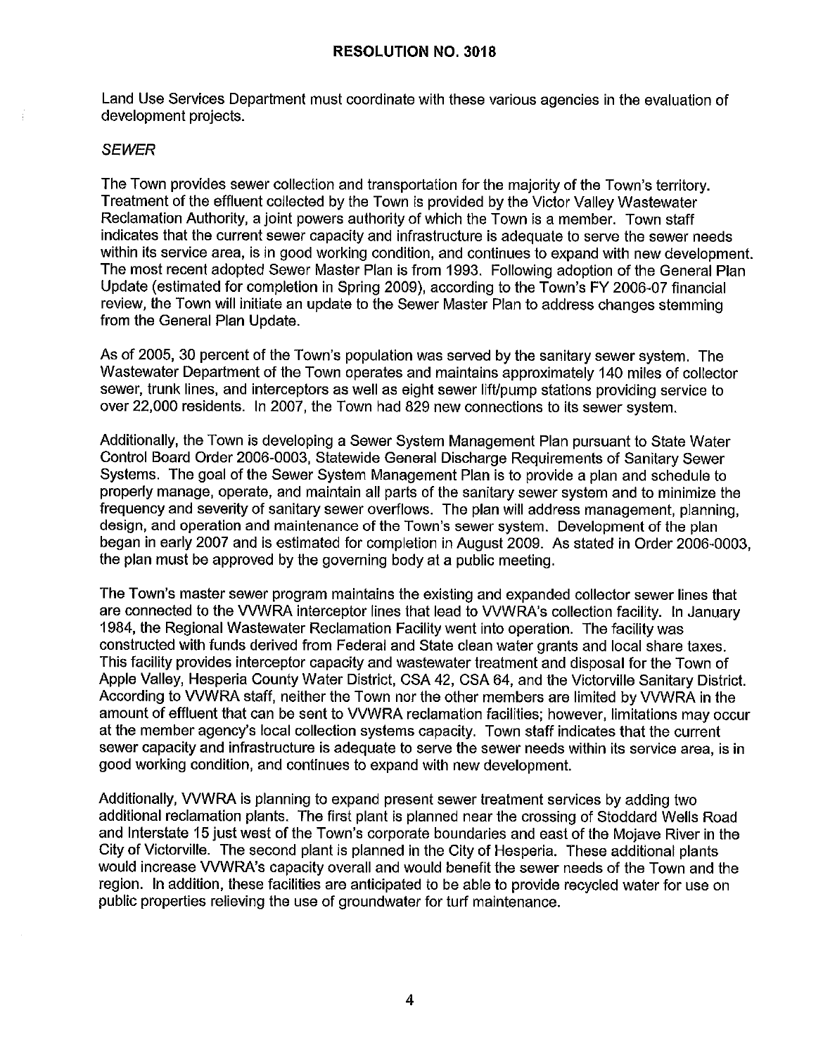Land Use Services Department must coordinate with these various agencies in the evaluation of development projects.

*SEWER*

The Town provides sewer collection and transportation for the majority of the Town's territory. Treatment of the effluent collected by the Town is provided by the Victor Valley Wastewater Reclamation Authority, a joint powers authority of which the Town is a member. Town staff indicates that the current sewer capacity and infrastructure is adequate to serve the sewer needs within its service area, is in good working condition, and continues to expand with new development. The most recent adopted Sewer Master Plan is from 1993. Following adoption of the General Plan Update (estimated for completion in Spring 2009), according to the Town's FY 2006-07 financial review, the Town will initiate an update to the Sewer Master Plan to address changes stemming from the General Plan Update.

As of 2005, 30 percent of the Town's population was served by the sanitary sewer system. The Wastewater Department of the Town operates and maintains approximately 140 miles of collector sewer, trunk lines, and interceptors as well as eight sewer lift/pump stations providing service to over 22,000 residents. In 2007, the Town had 829 new connections to its sewer system.

Additionally, the Town is developing a Sewer System Management Plan pursuant to State Water Control Board Order 2006-0003, Statewide General Discharge Requirements of Sanitary Sewer Systems. The goal of the Sewer System Management Plan is to provide a plan and schedule to properly manage, operate, and maintain all parts of the sanitary sewer system and to minimize the frequency and severity of sanitary sewer overflows. The plan will address management, planning, design, and operation and maintenance of the Town's sewer system. Development of the plan began in early 2007 and is estimated for completion in August 2009. As stated in Order 2006-0003, the plan must be approved by the governing body at a public meeting.

The Town's master sewer program maintains the existing and expanded collector sewer lines that are connected to the VVWRA interceptor lines that lead to VVWRA's collection facility. In January 1984, the Regional Wastewater Reclamation Facility went into operation. The facility was constructed with funds derived from Federal and State clean water grants and local share taxes. This facility provides interceptor capacity and wastewater treatment and disposal for the Town of Apple Valley, Hesperia County Water District, CSA 42, CSA 64, and the Victorville Sanitary District. According to VVWRA staff, neither the Town nor the other members are limited by VVWRA in the amount of effluent that can be sent to VVWRA reclamation facilities; however, limitations may occur at the member agency's local collection systems capacity. Town staff indicates that the current sewer capacity and infrastructure is adequate to serve the sewer needs within its service area, is in good working condition, and continues to expand with new development.

Additionally, VVWRA is planning to expand present sewer treatment services by adding two additional reclamation plants. The first plant is planned near the crossing of Stoddard Wells Road and Interstate 15 just west of the Town's corporate boundaries and east of the Mojave River in the City of Victorville. The second plant is planned in the City of Hesperia. These additional plants would increase VVWRA's capacity overall and would benefit the sewer needs of the Town and the region. In addition, these facilities are anticipated to be able to provide recycled water for use on public properties relieving the use of groundwater for turf maintenance.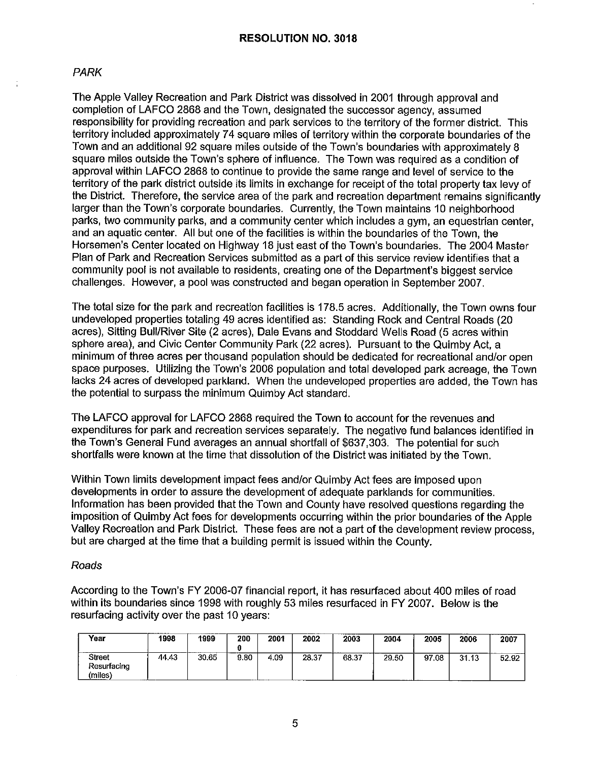# RESOLUTION NO. 3018

*PARK*

The Apple Valley Recreation and Park District was dissolved in 2001 through approval and completion of LAFCO 2868 and the Town, designated the successor agency, assumed responsibility for providing recreation and park services to the territory of the former district. This territory included approximately 74 square miles of territory within the corporate boundaries of the Town and an additional 92 square miles outside of the Town's boundaries with approximately 8 square miles outside the Town's sphere of influence. The Town was required as a condition of approval within LAFCO 2868 to continue to provide the same range and level of service to the territory of the park district outside its limits in exchange for receipt of the total property tax levy of the District. Therefore, the service area of the park and recreation department remains significantly larger than the Town's corporate boundaries. Currently, the Town maintains 10 neighborhood parks, two community parks, and a community center which includes a gym, an equestrian center, and an aquatic center. All but one of the facilities is within the boundaries of the Town, the Horsemen's Center located on Highway 18 just east of the Town's boundaries. The 2004 Master Plan of Park and Recreation Services submitted as a part of this service review identifies that a community pool is not available to residents, creating one of the Department's biggest service challenges. However, a pool was constructed and began operation in September 2007.

The total size for the park and recreation facilities is 178.5 acres. Additionally, the Town owns four undeveloped properties totaling 49 acres identified as: Standing Rock and Central Roads (20 acres), Sitting Bull/River Site (2 acres), Dale Evans and Stoddard Wells Road (5 acres within sphere area), and Civic Center Community Park (22 acres). Pursuant to the Quimby Act, a minimum of three acres per thousand population should be dedicated for recreational and/or open space purposes. Utilizing the Town's 2006 population and total developed park acreage, the Town lacks 24 acres of developed parkland. When the undeveloped properties are added, the Town has the potential to surpass the minimum Quimby Act standard.

The LAFCO approval for LAFCO 2868 required the Town to account for the revenues and expenditures for park and recreation services separately. The negative fund balances identified in the Town's General Fund averages an annual shortfall of $637,303. The potential for such shortfalls were known at the time that dissolution of the District was initiated by the Town.

Within Town limits development impact fees and/or Quimby Act fees are imposed upon developments in order to assure the development of adequate parklands for communities. Information has been provided that the Town and County have resolved questions regarding the imposition of Quimby Act fees for developments occurring within the prior boundaries of the Apple Valley Recreation and Park District. These fees are not a part of the development review process, but are charged at the time that a building permit is issued within the County.

*Roads*

According to the Town's FY 2006-07 financial report, it has resurfaced about 400 miles of road within its boundaries since 1998 with roughly 53 miles resurfaced in FY 2007. Below is the resurfacing activity over the past 10 years:

| Year | 1998 | 1999 | 2000 | 2001 | 2002 | 2003 | 2004 | 2005 | 2006 | 2007 |
|---|---|---|---|---|---|---|---|---|---|---|
| Street Resurfacing (miles) | 44.43 | 30.65 | 9.80 | 4.09 | 28.37 | 68.37 | 29.50 | 97.08 | 31.13 | 52.92 |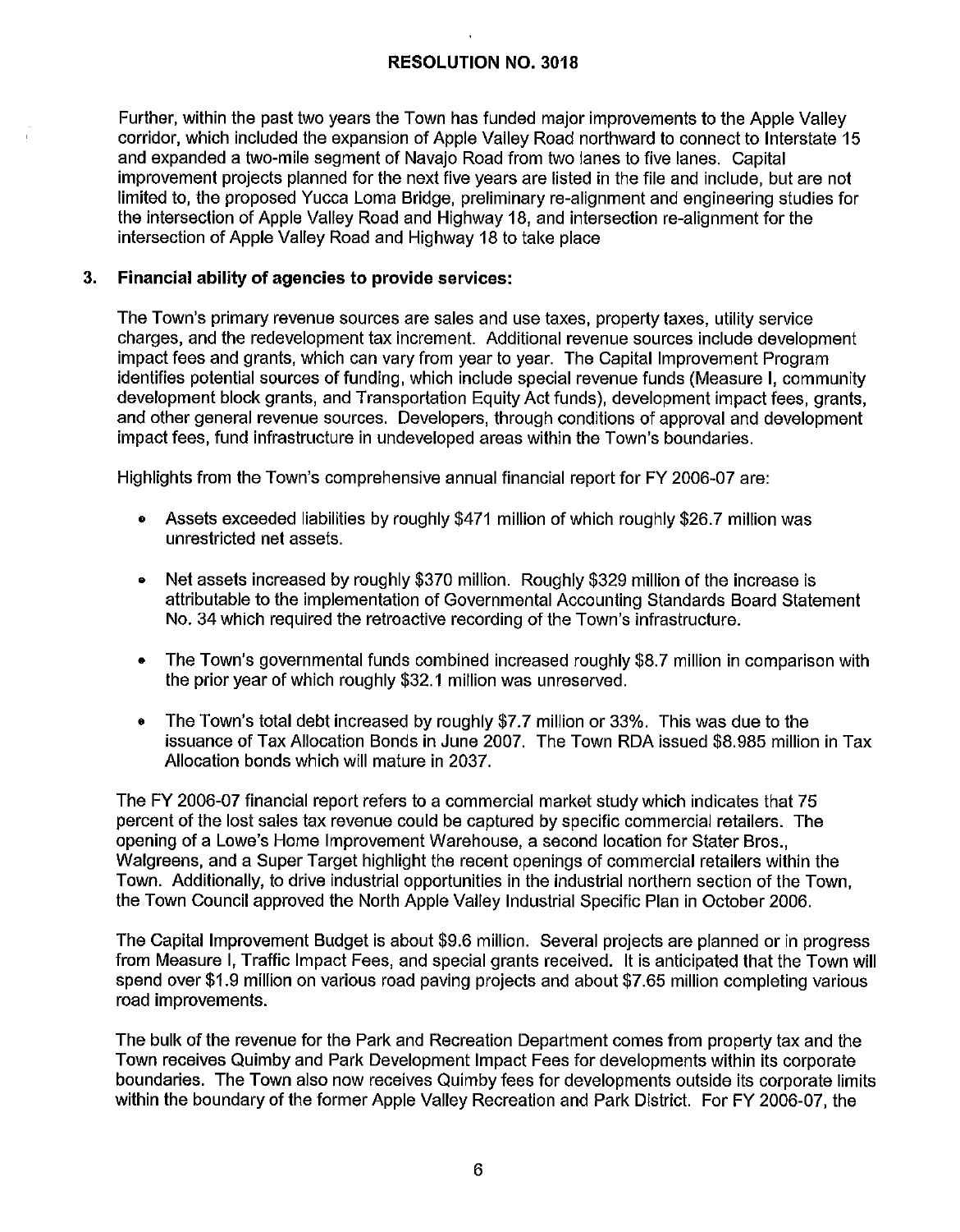Further, within the past two years the Town has funded major improvements to the Apple Valley corridor, which included the expansion of Apple Valley Road northward to connect to Interstate 15 and expanded a two-mile segment of Navajo Road from two lanes to five lanes. Capital improvement projects planned for the next five years are listed in the file and include, but are not limited to, the proposed Yucca Loma Bridge, preliminary re-alignment and engineering studies for the intersection of Apple Valley Road and Highway 18, and intersection re-alignment for the intersection of Apple Valley Road and Highway 18 to take place

### 3. Financial ability of agencies to provide services:

The Town's primary revenue sources are sales and use taxes, property taxes, utility service charges, and the redevelopment tax increment. Additional revenue sources include development impact fees and grants, which can vary from year to year. The Capital Improvement Program identifies potential sources of funding, which include special revenue funds (Measure I, community development block grants, and Transportation Equity Act funds), development impact fees, grants, and other general revenue sources. Developers, through conditions of approval and development impact fees, fund infrastructure in undeveloped areas within the Town's boundaries.

Highlights from the Town's comprehensive annual financial report for FY 2006-07 are:

- Assets exceeded liabilities by roughly $471 million of which roughly $26.7 million was unrestricted net assets.
- Net assets increased by roughly $370 million. Roughly $329 million of the increase is attributable to the implementation of Governmental Accounting Standards Board Statement No. 34 which required the retroactive recording of the Town's infrastructure.
- The Town's governmental funds combined increased roughly $8.7 million in comparison with the prior year of which roughly $32.1 million was unreserved.
- The Town's total debt increased by roughly $7.7 million or 33%. This was due to the issuance of Tax Allocation Bonds in June 2007. The Town RDA issued $8.985 million in Tax Allocation bonds which will mature in 2037.

The FY 2006-07 financial report refers to a commercial market study which indicates that 75 percent of the lost sales tax revenue could be captured by specific commercial retailers. The opening of a Lowe's Home Improvement Warehouse, a second location for Stater Bros., Walgreens, and a Super Target highlight the recent openings of commercial retailers within the Town. Additionally, to drive industrial opportunities in the industrial northern section of the Town, the Town Council approved the North Apple Valley Industrial Specific Plan in October 2006.

The Capital Improvement Budget is about $9.6 million. Several projects are planned or in progress from Measure I, Traffic Impact Fees, and special grants received. It is anticipated that the Town will spend over $1.9 million on various road paving projects and about $7.65 million completing various road improvements.

The bulk of the revenue for the Park and Recreation Department comes from property tax and the Town receives Quimby and Park Development Impact Fees for developments within its corporate boundaries. The Town also now receives Quimby fees for developments outside its corporate limits within the boundary of the former Apple Valley Recreation and Park District. For FY 2006-07, the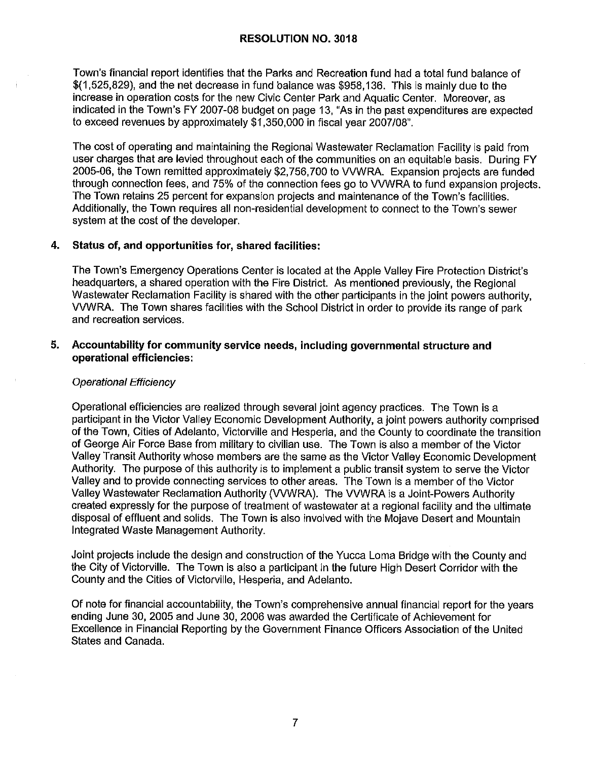Town's financial report identifies that the Parks and Recreation fund had a total fund balance of $(1,525,829), and the net decrease in fund balance was $958,136. This is mainly due to the increase in operation costs for the new Civic Center Park and Aquatic Center. Moreover, as indicated in the Town's FY 2007-08 budget on page 13, "As in the past expenditures are expected to exceed revenues by approximately $1,350,000 in fiscal year 2007/08".

The cost of operating and maintaining the Regional Wastewater Reclamation Facility is paid from user charges that are levied throughout each of the communities on an equitable basis. During FY 2005-06, the Town remitted approximately $2,756,700 to VVWRA. Expansion projects are funded through connection fees, and 75% of the connection fees go to VVWRA to fund expansion projects. The Town retains 25 percent for expansion projects and maintenance of the Town's facilities. Additionally, the Town requires all non-residential development to connect to the Town's sewer system at the cost of the developer.

## 4. Status of, and opportunities for, shared facilities:

The Town's Emergency Operations Center is located at the Apple Valley Fire Protection District's headquarters, a shared operation with the Fire District. As mentioned previously, the Regional Wastewater Reclamation Facility is shared with the other participants in the joint powers authority, VVWRA. The Town shares facilities with the School District in order to provide its range of park and recreation services.

## 5. Accountability for community service needs, including governmental structure and operational efficiencies:

*Operational Efficiency*

Operational efficiencies are realized through several joint agency practices. The Town is a participant in the Victor Valley Economic Development Authority, a joint powers authority comprised of the Town, Cities of Adelanto, Victorville and Hesperia, and the County to coordinate the transition of George Air Force Base from military to civilian use. The Town is also a member of the Victor Valley Transit Authority whose members are the same as the Victor Valley Economic Development Authority. The purpose of this authority is to implement a public transit system to serve the Victor Valley and to provide connecting services to other areas. The Town is a member of the Victor Valley Wastewater Reclamation Authority (VVWRA). The VVWRA is a Joint-Powers Authority created expressly for the purpose of treatment of wastewater at a regional facility and the ultimate disposal of effluent and solids. The Town is also involved with the Mojave Desert and Mountain Integrated Waste Management Authority.

Joint projects include the design and construction of the Yucca Loma Bridge with the County and the City of Victorville. The Town is also a participant in the future High Desert Corridor with the County and the Cities of Victorville, Hesperia, and Adelanto.

Of note for financial accountability, the Town's comprehensive annual financial report for the years ending June 30, 2005 and June 30, 2006 was awarded the Certificate of Achievement for Excellence in Financial Reporting by the Government Finance Officers Association of the United States and Canada.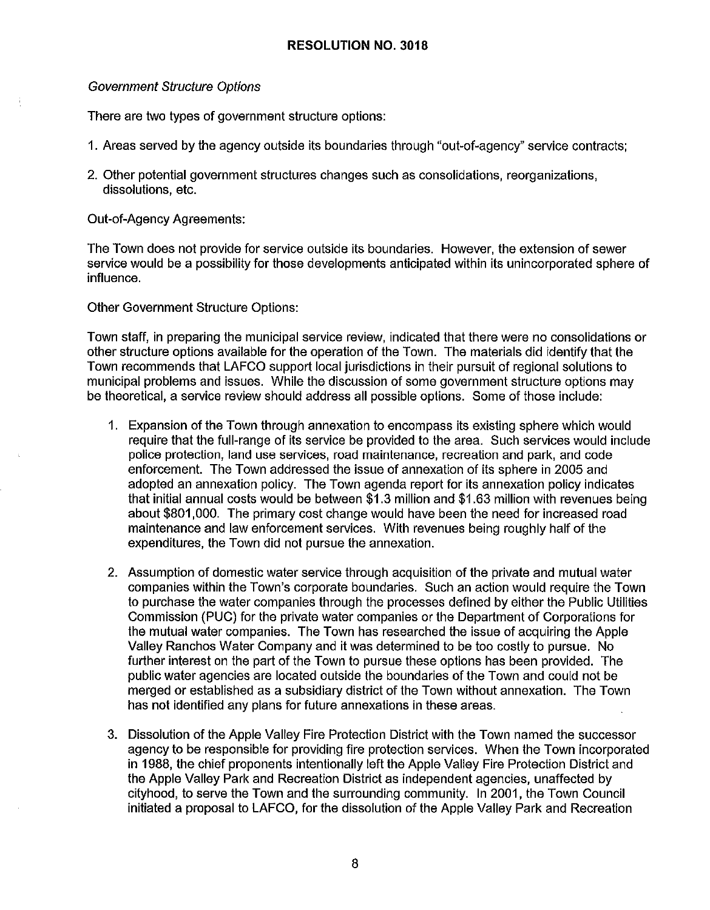## RESOLUTION NO. 3018

*Government Structure Options*

There are two types of government structure options:

1. Areas served by the agency outside its boundaries through "out-of-agency" service contracts;

2. Other potential government structures changes such as consolidations, reorganizations, dissolutions, etc.

Out-of-Agency Agreements:

The Town does not provide for service outside its boundaries. However, the extension of sewer service would be a possibility for those developments anticipated within its unincorporated sphere of influence.

Other Government Structure Options:

Town staff, in preparing the municipal service review, indicated that there were no consolidations or other structure options available for the operation of the Town. The materials did identify that the Town recommends that LAFCO support local jurisdictions in their pursuit of regional solutions to municipal problems and issues. While the discussion of some government structure options may be theoretical, a service review should address all possible options. Some of those include:

1. Expansion of the Town through annexation to encompass its existing sphere which would require that the full-range of its service be provided to the area. Such services would include police protection, land use services, road maintenance, recreation and park, and code enforcement. The Town addressed the issue of annexation of its sphere in 2005 and adopted an annexation policy. The Town agenda report for its annexation policy indicates that initial annual costs would be between $1.3 million and $1.63 million with revenues being about $801,000. The primary cost change would have been the need for increased road maintenance and law enforcement services. With revenues being roughly half of the expenditures, the Town did not pursue the annexation.

2. Assumption of domestic water service through acquisition of the private and mutual water companies within the Town's corporate boundaries. Such an action would require the Town to purchase the water companies through the processes defined by either the Public Utilities Commission (PUC) for the private water companies or the Department of Corporations for the mutual water companies. The Town has researched the issue of acquiring the Apple Valley Ranchos Water Company and it was determined to be too costly to pursue. No further interest on the part of the Town to pursue these options has been provided. The public water agencies are located outside the boundaries of the Town and could not be merged or established as a subsidiary district of the Town without annexation. The Town has not identified any plans for future annexations in these areas.

3. Dissolution of the Apple Valley Fire Protection District with the Town named the successor agency to be responsible for providing fire protection services. When the Town incorporated in 1988, the chief proponents intentionally left the Apple Valley Fire Protection District and the Apple Valley Park and Recreation District as independent agencies, unaffected by cityhood, to serve the Town and the surrounding community. In 2001, the Town Council initiated a proposal to LAFCO, for the dissolution of the Apple Valley Park and Recreation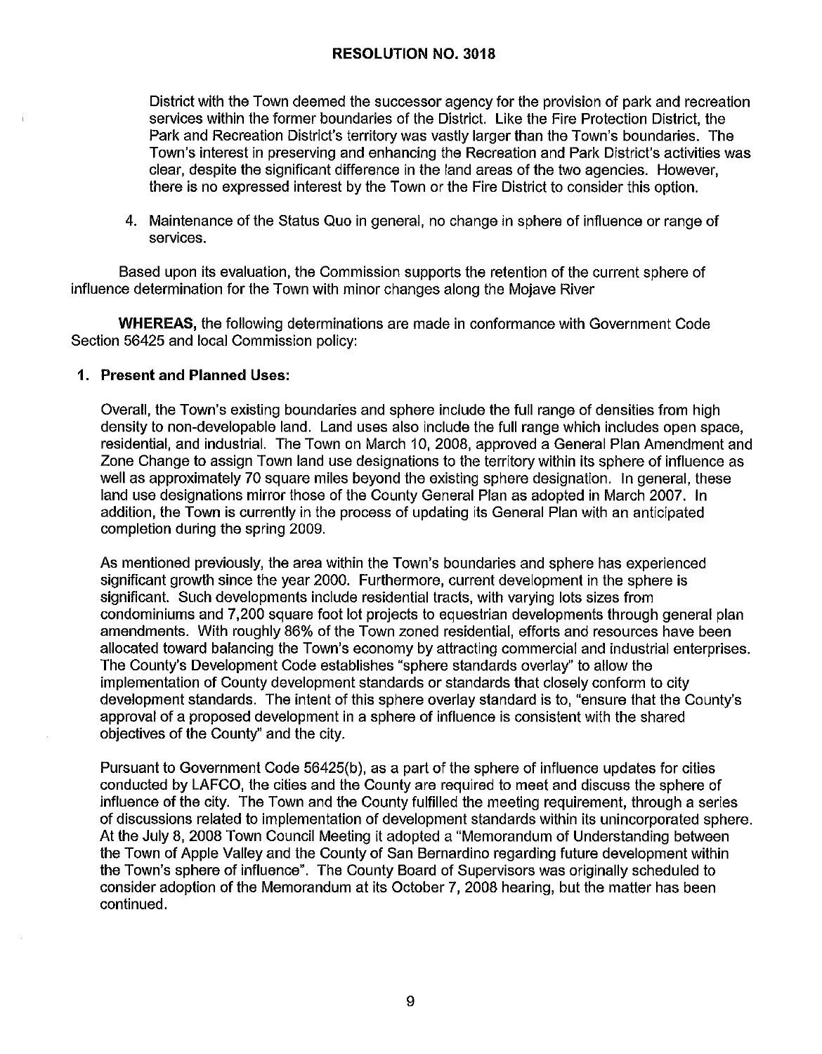District with the Town deemed the successor agency for the provision of park and recreation services within the former boundaries of the District. Like the Fire Protection District, the Park and Recreation District's territory was vastly larger than the Town's boundaries. The Town's interest in preserving and enhancing the Recreation and Park District's activities was clear, despite the significant difference in the land areas of the two agencies. However, there is no expressed interest by the Town or the Fire District to consider this option.

4. Maintenance of the Status Quo in general, no change in sphere of influence or range of services.

Based upon its evaluation, the Commission supports the retention of the current sphere of influence determination for the Town with minor changes along the Mojave River

**WHEREAS,** the following determinations are made in conformance with Government Code Section 56425 and local Commission policy:

**1. Present and Planned Uses:**

Overall, the Town's existing boundaries and sphere include the full range of densities from high density to non-developable land. Land uses also include the full range which includes open space, residential, and industrial. The Town on March 10, 2008, approved a General Plan Amendment and Zone Change to assign Town land use designations to the territory within its sphere of influence as well as approximately 70 square miles beyond the existing sphere designation. In general, these land use designations mirror those of the County General Plan as adopted in March 2007. In addition, the Town is currently in the process of updating its General Plan with an anticipated completion during the spring 2009.

As mentioned previously, the area within the Town's boundaries and sphere has experienced significant growth since the year 2000. Furthermore, current development in the sphere is significant. Such developments include residential tracts, with varying lots sizes from condominiums and 7,200 square foot lot projects to equestrian developments through general plan amendments. With roughly 86% of the Town zoned residential, efforts and resources have been allocated toward balancing the Town's economy by attracting commercial and industrial enterprises. The County's Development Code establishes "sphere standards overlay" to allow the implementation of County development standards or standards that closely conform to city development standards. The intent of this sphere overlay standard is to, "ensure that the County's approval of a proposed development in a sphere of influence is consistent with the shared objectives of the County" and the city.

Pursuant to Government Code 56425(b), as a part of the sphere of influence updates for cities conducted by LAFCO, the cities and the County are required to meet and discuss the sphere of influence of the city. The Town and the County fulfilled the meeting requirement, through a series of discussions related to implementation of development standards within its unincorporated sphere. At the July 8, 2008 Town Council Meeting it adopted a "Memorandum of Understanding between the Town of Apple Valley and the County of San Bernardino regarding future development within the Town's sphere of influence". The County Board of Supervisors was originally scheduled to consider adoption of the Memorandum at its October 7, 2008 hearing, but the matter has been continued.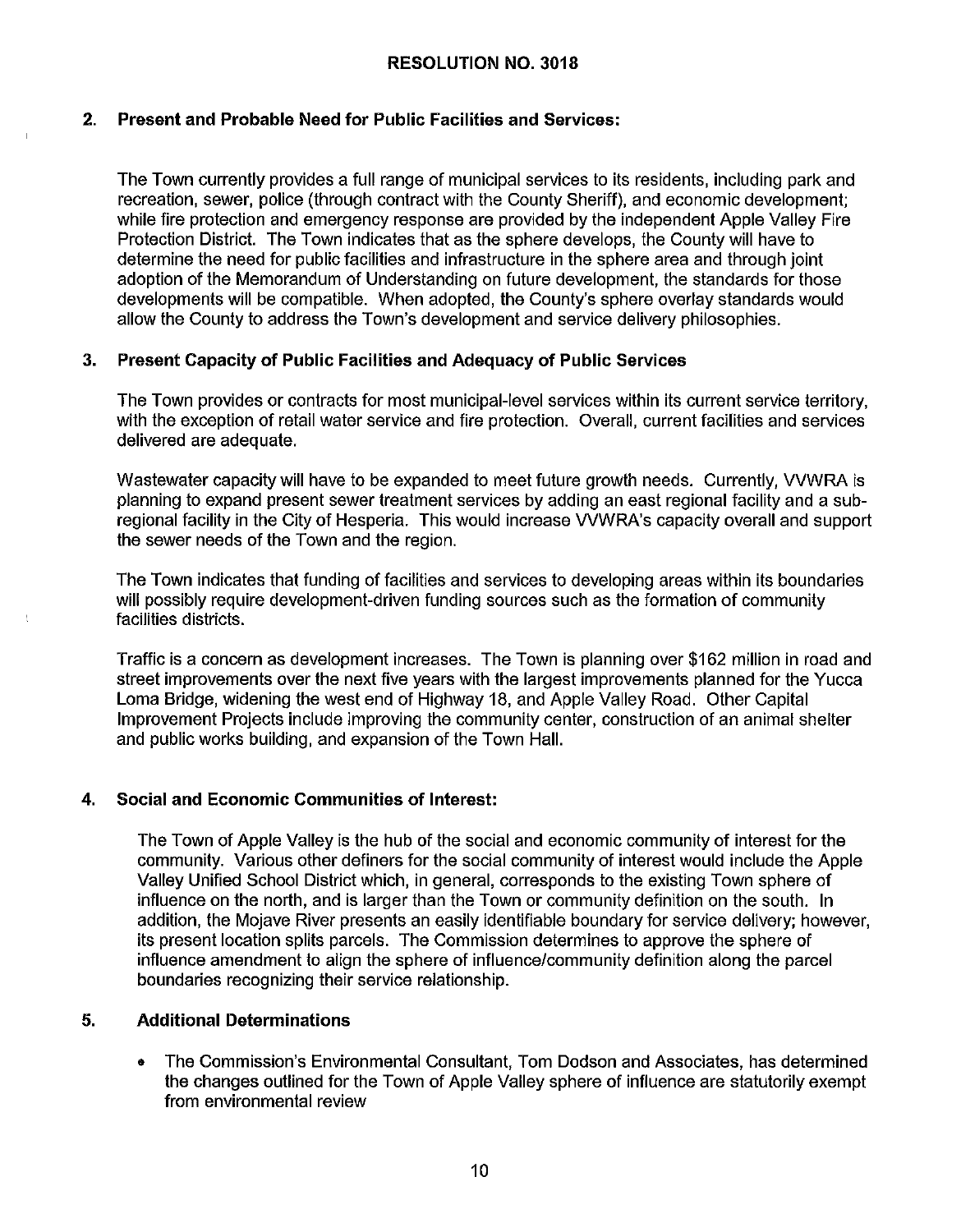**RESOLUTION NO. 3018**

**2. Present and Probable Need for Public Facilities and Services:**

The Town currently provides a full range of municipal services to its residents, including park and recreation, sewer, police (through contract with the County Sheriff), and economic development; while fire protection and emergency response are provided by the independent Apple Valley Fire Protection District. The Town indicates that as the sphere develops, the County will have to determine the need for public facilities and infrastructure in the sphere area and through joint adoption of the Memorandum of Understanding on future development, the standards for those developments will be compatible. When adopted, the County's sphere overlay standards would allow the County to address the Town's development and service delivery philosophies.

**3. Present Capacity of Public Facilities and Adequacy of Public Services**

The Town provides or contracts for most municipal-level services within its current service territory, with the exception of retail water service and fire protection. Overall, current facilities and services delivered are adequate.

Wastewater capacity will have to be expanded to meet future growth needs. Currently, VVWRA is planning to expand present sewer treatment services by adding an east regional facility and a sub-regional facility in the City of Hesperia. This would increase VVWRA's capacity overall and support the sewer needs of the Town and the region.

The Town indicates that funding of facilities and services to developing areas within its boundaries will possibly require development-driven funding sources such as the formation of community facilities districts.

Traffic is a concern as development increases. The Town is planning over $162 million in road and street improvements over the next five years with the largest improvements planned for the Yucca Loma Bridge, widening the west end of Highway 18, and Apple Valley Road. Other Capital Improvement Projects include improving the community center, construction of an animal shelter and public works building, and expansion of the Town Hall.

**4. Social and Economic Communities of Interest:**

The Town of Apple Valley is the hub of the social and economic community of interest for the community. Various other definers for the social community of interest would include the Apple Valley Unified School District which, in general, corresponds to the existing Town sphere of influence on the north, and is larger than the Town or community definition on the south. In addition, the Mojave River presents an easily identifiable boundary for service delivery; however, its present location splits parcels. The Commission determines to approve the sphere of influence amendment to align the sphere of influence/community definition along the parcel boundaries recognizing their service relationship.

**5. Additional Determinations**

- The Commission's Environmental Consultant, Tom Dodson and Associates, has determined the changes outlined for the Town of Apple Valley sphere of influence are statutorily exempt from environmental review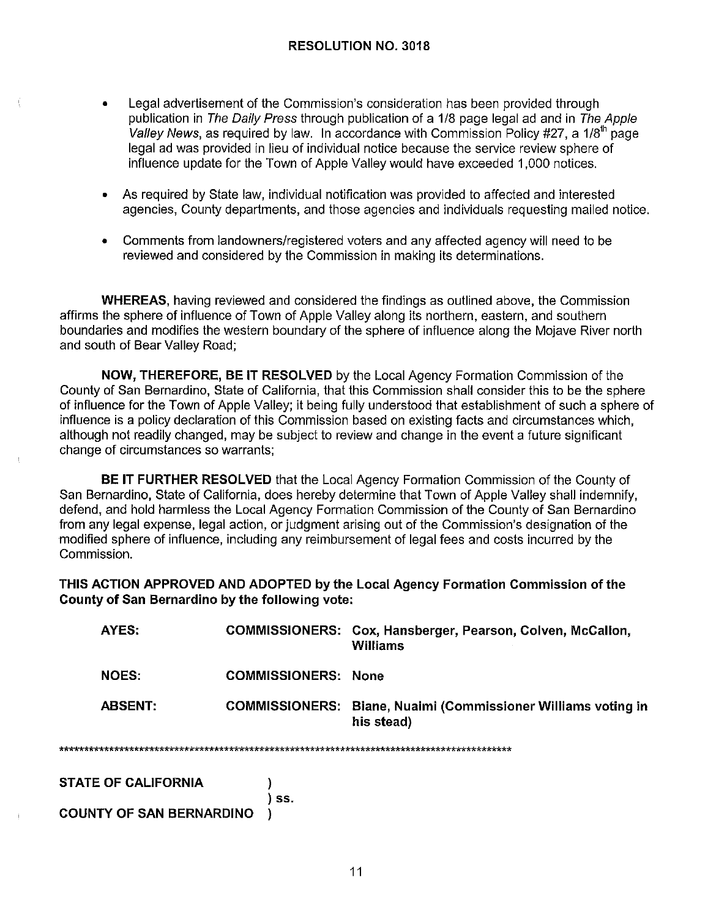**RESOLUTION NO. 3018**

- Legal advertisement of the Commission's consideration has been provided through publication in *The Daily Press* through publication of a 1/8 page legal ad and in *The Apple Valley News*, as required by law. In accordance with Commission Policy #27, a 1/8th page legal ad was provided in lieu of individual notice because the service review sphere of influence update for the Town of Apple Valley would have exceeded 1,000 notices.

- As required by State law, individual notification was provided to affected and interested agencies, County departments, and those agencies and individuals requesting mailed notice.

- Comments from landowners/registered voters and any affected agency will need to be reviewed and considered by the Commission in making its determinations.

**WHEREAS**, having reviewed and considered the findings as outlined above, the Commission affirms the sphere of influence of Town of Apple Valley along its northern, eastern, and southern boundaries and modifies the western boundary of the sphere of influence along the Mojave River north and south of Bear Valley Road;

**NOW, THEREFORE, BE IT RESOLVED** by the Local Agency Formation Commission of the County of San Bernardino, State of California, that this Commission shall consider this to be the sphere of influence for the Town of Apple Valley; it being fully understood that establishment of such a sphere of influence is a policy declaration of this Commission based on existing facts and circumstances which, although not readily changed, may be subject to review and change in the event a future significant change of circumstances so warrants;

**BE IT FURTHER RESOLVED** that the Local Agency Formation Commission of the County of San Bernardino, State of California, does hereby determine that Town of Apple Valley shall indemnify, defend, and hold harmless the Local Agency Formation Commission of the County of San Bernardino from any legal expense, legal action, or judgment arising out of the Commission's designation of the modified sphere of influence, including any reimbursement of legal fees and costs incurred by the Commission.

**THIS ACTION APPROVED AND ADOPTED by the Local Agency Formation Commission of the County of San Bernardino by the following vote:**

| | | |
|---|---|---|
| **AYES:** | **COMMISSIONERS:** | **Cox, Hansberger, Pearson, Colven, McCallon, Williams** |
| **NOES:** | **COMMISSIONERS:** | **None** |
| **ABSENT:** | **COMMISSIONERS:** | **Biane, Nuaimi (Commissioner Williams voting in his stead)** |

*******************************************************************************************

**STATE OF CALIFORNIA** )
) **ss.**
**COUNTY OF SAN BERNARDINO** )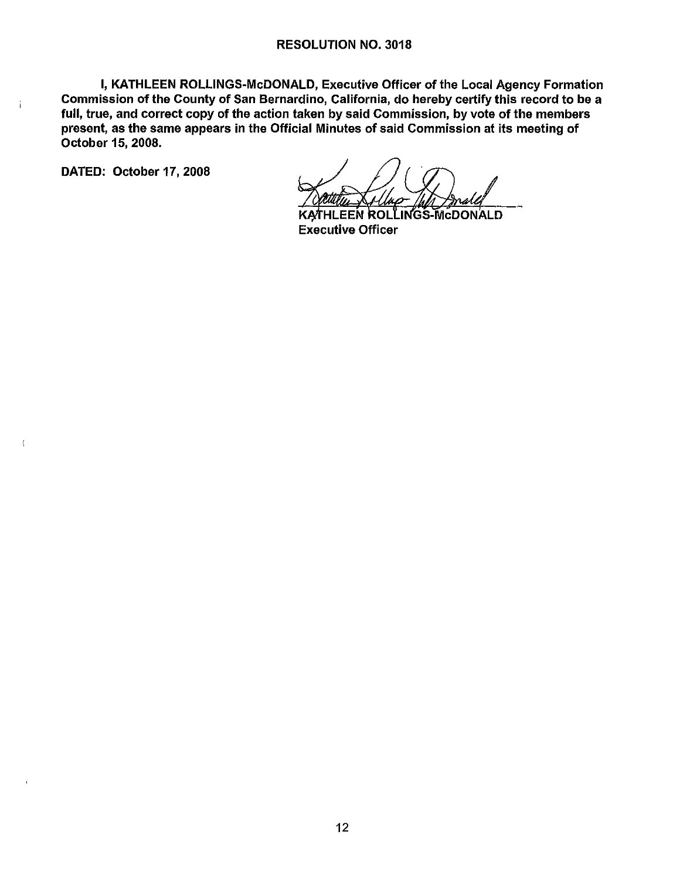**RESOLUTION NO. 3018**

**I, KATHLEEN ROLLINGS-McDONALD, Executive Officer of the Local Agency Formation Commission of the County of San Bernardino, California, do hereby certify this record to be a full, true, and correct copy of the action taken by said Commission, by vote of the members present, as the same appears in the Official Minutes of said Commission at its meeting of October 15, 2008.**

**DATED: October 17, 2008**

**KATHLEEN ROLLINGS-McDONALD**
**Executive Officer**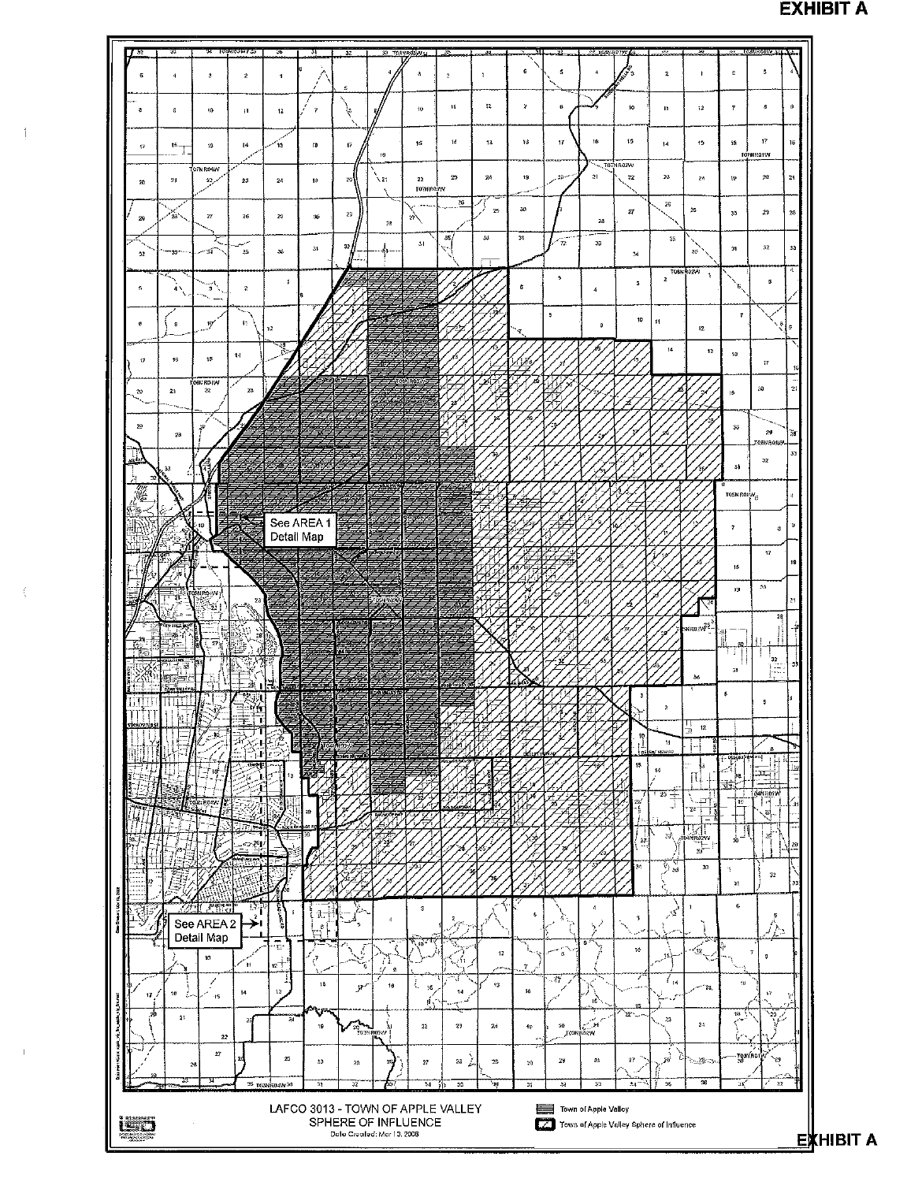# EXHIBIT A

See AREA 1 Detail Map

See AREA 2 Detail Map

LAFCO 3013 - TOWN OF APPLE VALLEY
SPHERE OF INFLUENCE
Date Created: Mar 13, 2008

Town of Apple Valley

Town of Apple Valley Sphere of Influence

EXHIBIT A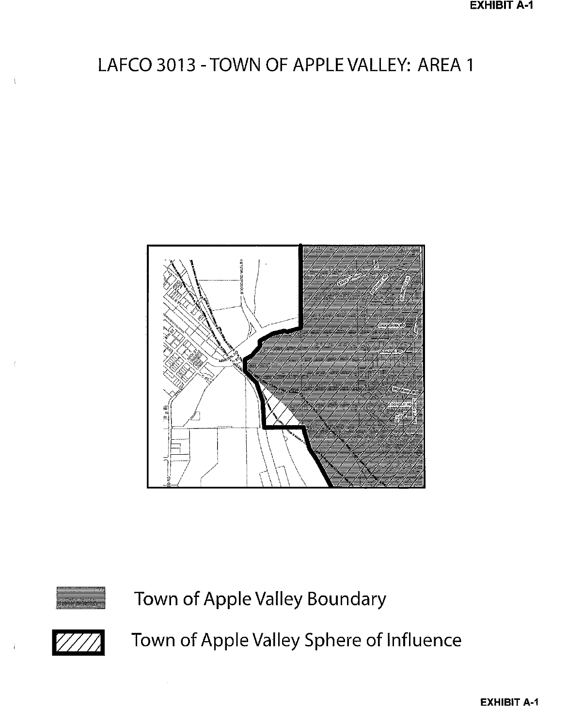# LAFCO 3013 - TOWN OF APPLE VALLEY: AREA 1

Town of Apple Valley Boundary

Town of Apple Valley Sphere of Influence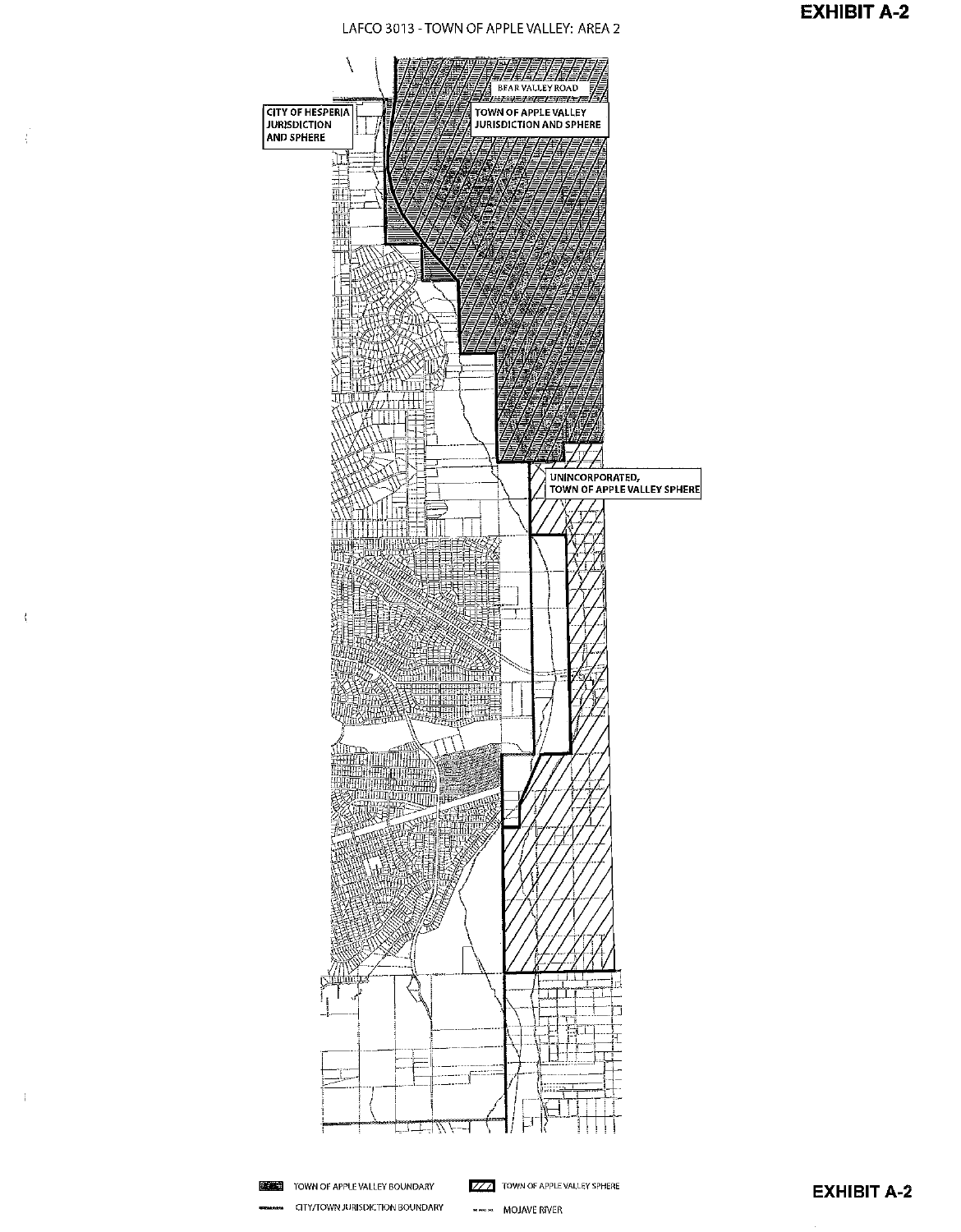**EXHIBIT A-2**

LAFCO 3013 - TOWN OF APPLE VALLEY: AREA 2

BEAR VALLEY ROAD

CITY OF HESPERIA JURISDICTION AND SPHERE

TOWN OF APPLE VALLEY JURISDICTION AND SPHERE

UNINCORPORATED, TOWN OF APPLE VALLEY SPHERE

TOWN OF APPLE VALLEY BOUNDARY

TOWN OF APPLE VALLEY SPHERE

CITY/TOWN JURISDICTION BOUNDARY

MOJAVE RIVER

**EXHIBIT A-2**